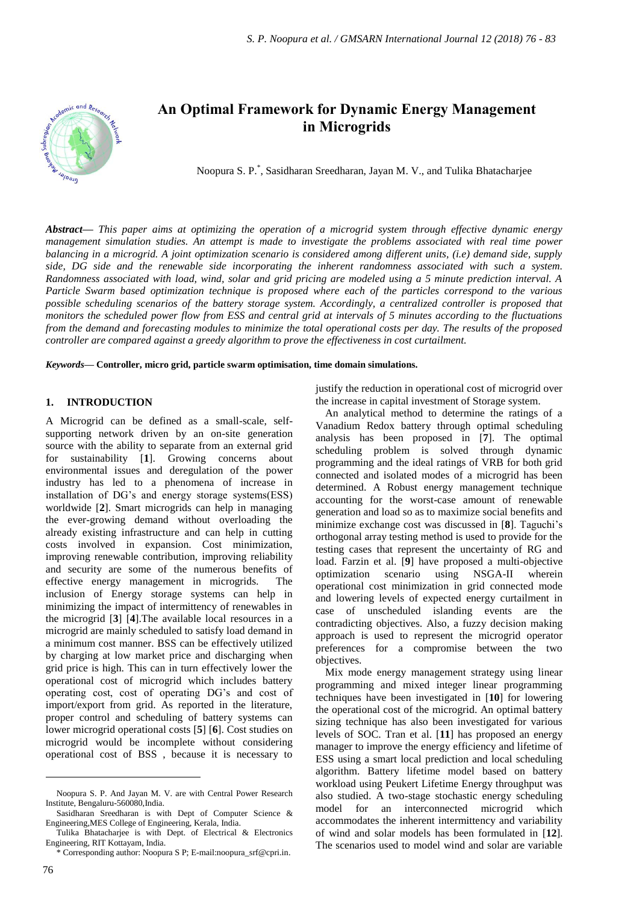# An Optimal Framework for Dynamic Energy Management in Microgrids

Noopura S. P.[*], Sasidharan Sreedharan, Jayan M. V., and Tulika Bhatacharjee

***Abstract***— *This paper aims at optimizing the operation of a microgrid system through effective dynamic energy management simulation studies. An attempt is made to investigate the problems associated with real time power balancing in a microgrid. A joint optimization scenario is considered among different units, (i.e) demand side, supply side, DG side and the renewable side incorporating the inherent randomness associated with such a system. Randomness associated with load, wind, solar and grid pricing are modeled using a 5 minute prediction interval. A Particle Swarm based optimization technique is proposed where each of the particles correspond to the various possible scheduling scenarios of the battery storage system. Accordingly, a centralized controller is proposed that monitors the scheduled power flow from ESS and central grid at intervals of 5 minutes according to the fluctuations from the demand and forecasting modules to minimize the total operational costs per day. The results of the proposed controller are compared against a greedy algorithm to prove the effectiveness in cost curtailment.*

***Keywords***— **Controller, micro grid, particle swarm optimisation, time domain simulations.**

## 1. INTRODUCTION

A Microgrid can be defined as a small-scale, self-supporting network driven by an on-site generation source with the ability to separate from an external grid for sustainability [**1**]. Growing concerns about environmental issues and deregulation of the power industry has led to a phenomena of increase in installation of DG's and energy storage systems(ESS) worldwide [**2**]. Smart microgrids can help in managing the ever-growing demand without overloading the already existing infrastructure and can help in cutting costs involved in expansion. Cost minimization, improving renewable contribution, improving reliability and security are some of the numerous benefits of effective energy management in microgrids. The inclusion of Energy storage systems can help in minimizing the impact of intermittency of renewables in the microgrid [**3**] [**4**].The available local resources in a microgrid are mainly scheduled to satisfy load demand in a minimum cost manner. BSS can be effectively utilized by charging at low market price and discharging when grid price is high. This can in turn effectively lower the operational cost of microgrid which includes battery operating cost, cost of operating DG's and cost of import/export from grid. As reported in the literature, proper control and scheduling of battery systems can lower microgrid operational costs [**5**] [**6**]. Cost studies on microgrid would be incomplete without considering operational cost of BSS , because it is necessary to justify the reduction in operational cost of microgrid over the increase in capital investment of Storage system.

An analytical method to determine the ratings of a Vanadium Redox battery through optimal scheduling analysis has been proposed in [**7**]. The optimal scheduling problem is solved through dynamic programming and the ideal ratings of VRB for both grid connected and isolated modes of a microgrid has been determined. A Robust energy management technique accounting for the worst-case amount of renewable generation and load so as to maximize social benefits and minimize exchange cost was discussed in [**8**]. Taguchi's orthogonal array testing method is used to provide for the testing cases that represent the uncertainty of RG and load. Farzin et al. [**9**] have proposed a multi-objective optimization scenario using NSGA-II wherein operational cost minimization in grid connected mode and lowering levels of expected energy curtailment in case of unscheduled islanding events are the contradicting objectives. Also, a fuzzy decision making approach is used to represent the microgrid operator preferences for a compromise between the two objectives.

Mix mode energy management strategy using linear programming and mixed integer linear programming techniques have been investigated in [**10**] for lowering the operational cost of the microgrid. An optimal battery sizing technique has also been investigated for various levels of SOC. Tran et al. [**11**] has proposed an energy manager to improve the energy efficiency and lifetime of ESS using a smart local prediction and local scheduling algorithm. Battery lifetime model based on battery workload using Peukert Lifetime Energy throughput was also studied. A two-stage stochastic energy scheduling model for an interconnected microgrid which accommodates the inherent intermittency and variability of wind and solar models has been formulated in [**12**]. The scenarios used to model wind and solar are variable

---

Noopura S. P. And Jayan M. V. are with Central Power Research Institute, Bengaluru-560080,India.

Sasidharan Sreedharan is with Dept of Computer Science & Engineering,MES College of Engineering, Kerala, India.

Tulika Bhatacharjee is with Dept. of Electrical & Electronics Engineering, RIT Kottayam, India.

\* Corresponding author: Noopura S P; E-mail:noopura_srf@cpri.in.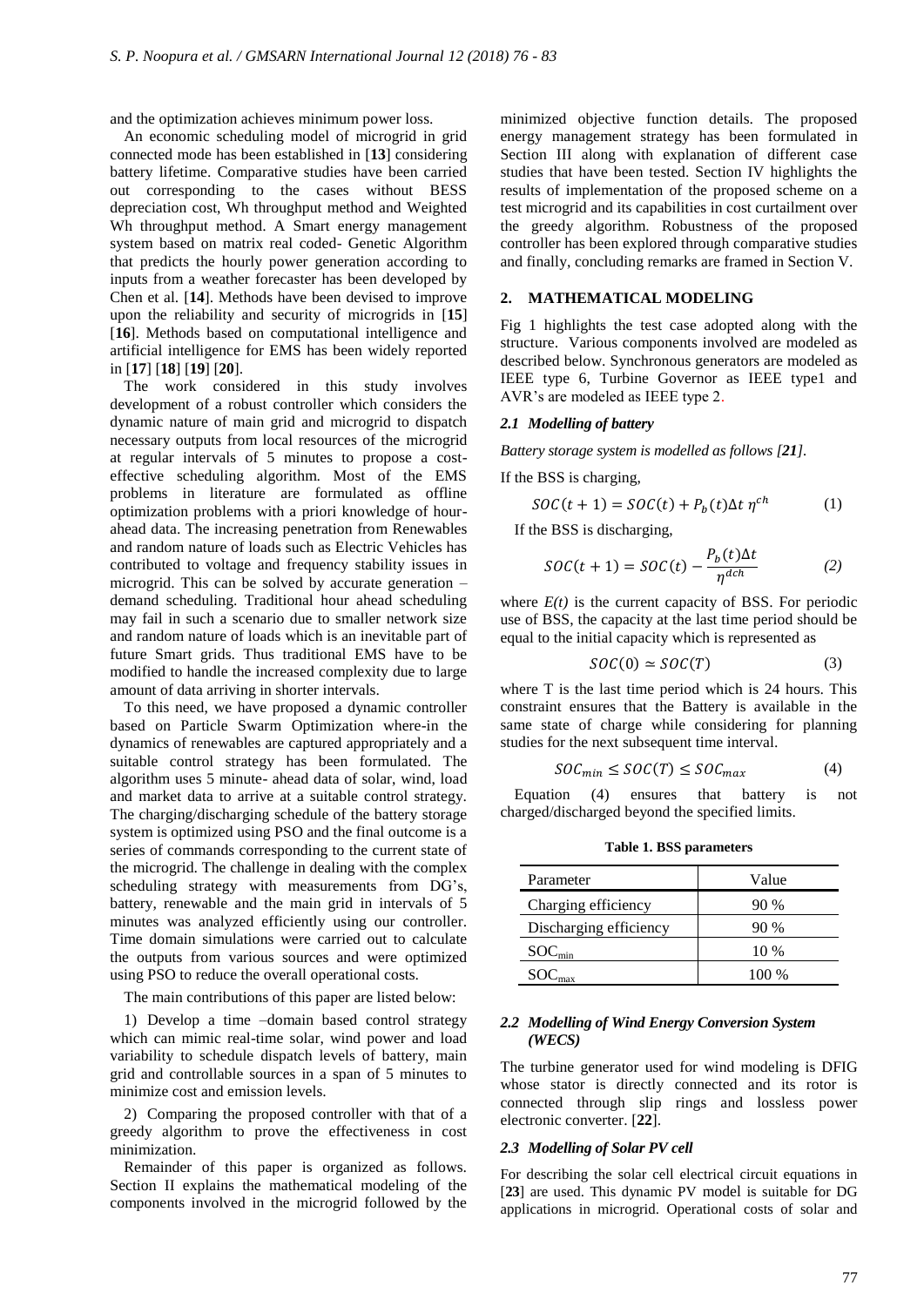and the optimization achieves minimum power loss.

An economic scheduling model of microgrid in grid connected mode has been established in [**13**] considering battery lifetime. Comparative studies have been carried out corresponding to the cases without BESS depreciation cost, Wh throughput method and Weighted Wh throughput method. A Smart energy management system based on matrix real coded- Genetic Algorithm that predicts the hourly power generation according to inputs from a weather forecaster has been developed by Chen et al. [**14**]. Methods have been devised to improve upon the reliability and security of microgrids in [**15**] [**16**]. Methods based on computational intelligence and artificial intelligence for EMS has been widely reported in [**17**] [**18**] [**19**] [**20**].

The work considered in this study involves development of a robust controller which considers the dynamic nature of main grid and microgrid to dispatch necessary outputs from local resources of the microgrid at regular intervals of 5 minutes to propose a cost-effective scheduling algorithm. Most of the EMS problems in literature are formulated as offline optimization problems with a priori knowledge of hour-ahead data. The increasing penetration from Renewables and random nature of loads such as Electric Vehicles has contributed to voltage and frequency stability issues in microgrid. This can be solved by accurate generation – demand scheduling. Traditional hour ahead scheduling may fail in such a scenario due to smaller network size and random nature of loads which is an inevitable part of future Smart grids. Thus traditional EMS have to be modified to handle the increased complexity due to large amount of data arriving in shorter intervals.

To this need, we have proposed a dynamic controller based on Particle Swarm Optimization where-in the dynamics of renewables are captured appropriately and a suitable control strategy has been formulated. The algorithm uses 5 minute- ahead data of solar, wind, load and market data to arrive at a suitable control strategy. The charging/discharging schedule of the battery storage system is optimized using PSO and the final outcome is a series of commands corresponding to the current state of the microgrid. The challenge in dealing with the complex scheduling strategy with measurements from DG's, battery, renewable and the main grid in intervals of 5 minutes was analyzed efficiently using our controller. Time domain simulations were carried out to calculate the outputs from various sources and were optimized using PSO to reduce the overall operational costs.

The main contributions of this paper are listed below:

1) Develop a time –domain based control strategy which can mimic real-time solar, wind power and load variability to schedule dispatch levels of battery, main grid and controllable sources in a span of 5 minutes to minimize cost and emission levels.

2) Comparing the proposed controller with that of a greedy algorithm to prove the effectiveness in cost minimization.

Remainder of this paper is organized as follows. Section II explains the mathematical modeling of the components involved in the microgrid followed by the minimized objective function details. The proposed energy management strategy has been formulated in Section III along with explanation of different case studies that have been tested. Section IV highlights the results of implementation of the proposed scheme on a test microgrid and its capabilities in cost curtailment over the greedy algorithm. Robustness of the proposed controller has been explored through comparative studies and finally, concluding remarks are framed in Section V.

## 2. MATHEMATICAL MODELING

Fig 1 highlights the test case adopted along with the structure. Various components involved are modeled as described below. Synchronous generators are modeled as IEEE type 6, Turbine Governor as IEEE type1 and AVR's are modeled as IEEE type 2.

### *2.1 Modelling of battery*

*Battery storage system is modelled as follows [**21**].*

If the BSS is charging,

$$SOC(t+1) = SOC(t) + P_b(t)\Delta t\ \eta^{ch} \tag{1}$$

If the BSS is discharging,

$$SOC(t+1) = SOC(t) - \frac{P_b(t)\Delta t}{\eta^{dch}} \tag{2}$$

where $E(t)$ is the current capacity of BSS. For periodic use of BSS, the capacity at the last time period should be equal to the initial capacity which is represented as

$$SOC(0) \simeq SOC(T) \tag{3}$$

where T is the last time period which is 24 hours. This constraint ensures that the Battery is available in the same state of charge while considering for planning studies for the next subsequent time interval.

$$SOC_{min} \leq SOC(T) \leq SOC_{max} \tag{4}$$

Equation (4) ensures that battery is not charged/discharged beyond the specified limits.

**Table 1. BSS parameters**

| Parameter | Value |
|---|---|
| Charging efficiency | 90 % |
| Discharging efficiency | 90 % |
| $SOC_{min}$ | 10 % |
| $SOC_{max}$ | 100 % |

### *2.2 Modelling of Wind Energy Conversion System (WECS)*

The turbine generator used for wind modeling is DFIG whose stator is directly connected and its rotor is connected through slip rings and lossless power electronic converter. [**22**].

### *2.3 Modelling of Solar PV cell*

For describing the solar cell electrical circuit equations in [**23**] are used. This dynamic PV model is suitable for DG applications in microgrid. Operational costs of solar and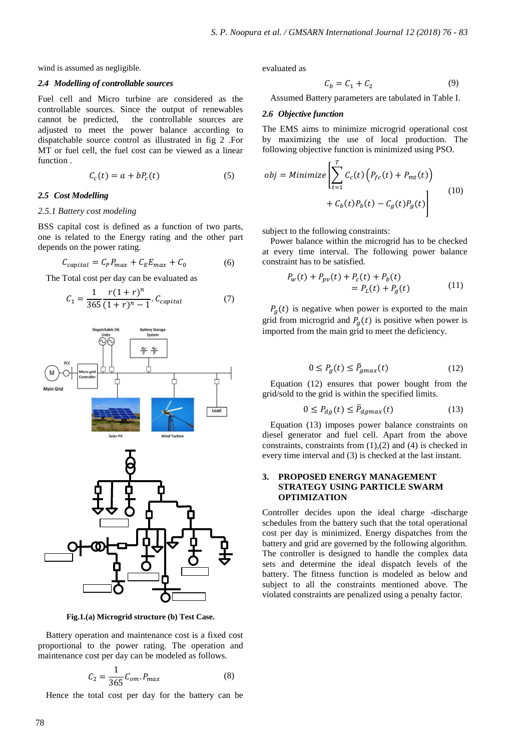wind is assumed as negligible.

### 2.4 Modelling of controllable sources

Fuel cell and Micro turbine are considered as the controllable sources. Since the output of renewables cannot be predicted, the controllable sources are adjusted to meet the power balance according to dispatchable source control as illustrated in fig 2 .For MT or fuel cell, the fuel cost can be viewed as a linear function .

$$C_c(t) = a + bP_c(t) \tag{5}$$

### 2.5 Cost Modelling

#### 2.5.1 Battery cost modeling

BSS capital cost is defined as a function of two parts, one is related to the Energy rating and the other part depends on the power rating.

$$C_{capital} = C_P P_{max} + C_E E_{max} + C_0 \tag{6}$$

The Total cost per day can be evaluated as

$$C_1 = \frac{1}{365} \frac{r(1+r)^n}{(1+r)^n - 1} . C_{capital} \tag{7}$$

**Fig.1.(a) Microgrid structure (b) Test Case.**

Battery operation and maintenance cost is a fixed cost proportional to the power rating. The operation and maintenance cost per day can be modeled as follows.

$$C_2 = \frac{1}{365} C_{om} . P_{max} \tag{8}$$

Hence the total cost per day for the battery can be evaluated as

$$C_b = C_1 + C_2 \tag{9}$$

Assumed Battery parameters are tabulated in Table I.

### 2.6 Objective function

The EMS aims to minimize microgrid operational cost by maximizing the use of local production. The following objective function is minimized using PSO.

$$obj = Minimize \left[ \sum_{t=1}^{T} C_c(t) \left( P_{fc}(t) + P_{mt}(t) \right) + C_b(t) P_b(t) - C_g(t) P_g(t) \right] \tag{10}$$

subject to the following constraints:

Power balance within the microgrid has to be checked at every time interval. The following power balance constraint has to be satisfied.

$$P_w(t) + P_{pv}(t) + P_c(t) + P_b(t) = P_L(t) + P_g(t) \tag{11}$$

$P_g(t)$ is negative when power is exported to the main grid from microgrid and $P_g(t)$ is positive when power is imported from the main grid to meet the deficiency.

$$0 \leq P_g(t) \leq \bar{P}_{gmax}(t) \tag{12}$$

Equation (12) ensures that power bought from the grid/sold to the grid is within the specified limits.

$$0 \leq P_{dg}(t) \leq \bar{P}_{dgmax}(t) \tag{13}$$

Equation (13) imposes power balance constraints on diesel generator and fuel cell. Apart from the above constraints, constraints from (1),(2) and (4) is checked in every time interval and (3) is checked at the last instant.

## 3. PROPOSED ENERGY MANAGEMENT STRATEGY USING PARTICLE SWARM OPTIMIZATION

Controller decides upon the ideal charge -discharge schedules from the battery such that the total operational cost per day is minimized. Energy dispatches from the battery and grid are governed by the following algorithm. The controller is designed to handle the complex data sets and determine the ideal dispatch levels of the battery. The fitness function is modeled as below and subject to all the constraints mentioned above. The violated constraints are penalized using a penalty factor.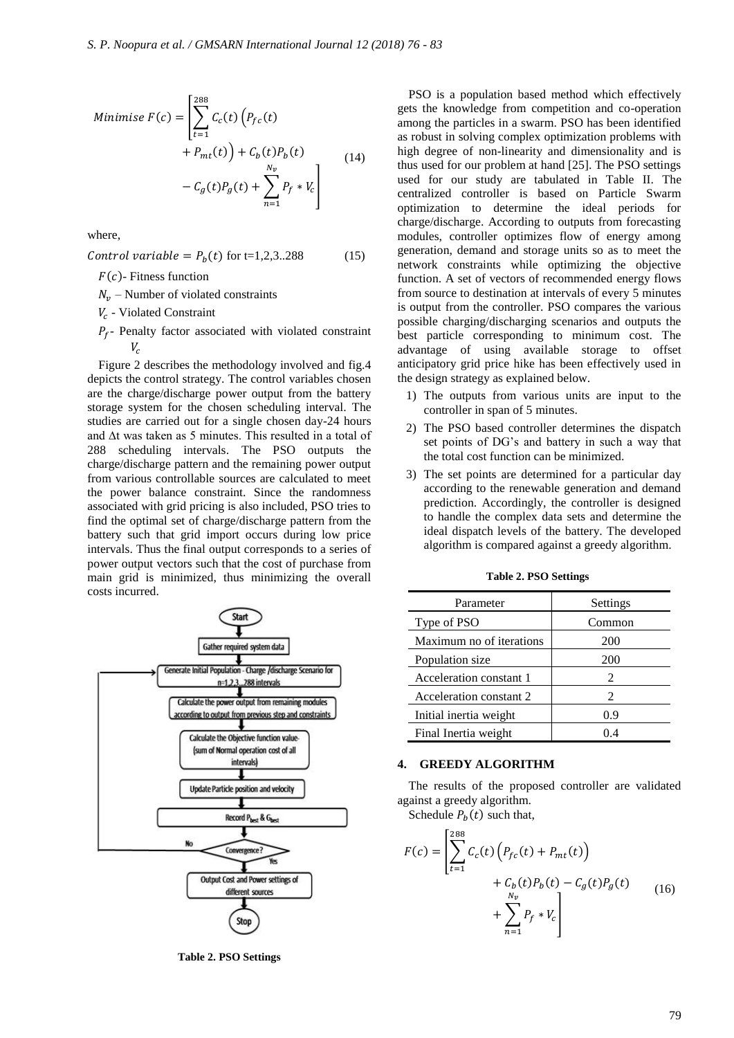$$Minimise\ F(c) = \left[ \sum_{t=1}^{288} C_c(t) \left( P_{fc}(t) + P_{mt}(t) \right) + C_b(t) P_b(t) - C_g(t) P_g(t) + \sum_{n=1}^{N_v} P_f * V_c \right] \tag{14}$$

where,

$$Control\ variable = P_b(t) \text{ for t=1,2,3..288} \tag{15}$$

$F(c)$- Fitness function

$N_v$ – Number of violated constraints

$V_c$ - Violated Constraint

$P_f$- Penalty factor associated with violated constraint $V_c$

Figure 2 describes the methodology involved and fig.4 depicts the control strategy. The control variables chosen are the charge/discharge power output from the battery storage system for the chosen scheduling interval. The studies are carried out for a single chosen day-24 hours and Δt was taken as 5 minutes. This resulted in a total of 288 scheduling intervals. The PSO outputs the charge/discharge pattern and the remaining power output from various controllable sources are calculated to meet the power balance constraint. Since the randomness associated with grid pricing is also included, PSO tries to find the optimal set of charge/discharge pattern from the battery such that grid import occurs during low price intervals. Thus the final output corresponds to a series of power output vectors such that the cost of purchase from main grid is minimized, thus minimizing the overall costs incurred.

Start → Gather required system data → Generate Initial Population - Charge /discharge Scenario for n=1,2,3...288 intervals → Calculate the power output from remaining modules according to output from previous step and constraints → Calculate the Objective function value- (sum of Normal operation cost of all intervals) → Update Particle position and velocity → Record $P_{best}$ & $G_{best}$ → Convergence? (No: return to Generate Initial Population; Yes: continue) → Output Cost and Power settings of different sources → Stop

**Table 2. PSO Settings**

PSO is a population based method which effectively gets the knowledge from competition and co-operation among the particles in a swarm. PSO has been identified as robust in solving complex optimization problems with high degree of non-linearity and dimensionality and is thus used for our problem at hand [25]. The PSO settings used for our study are tabulated in Table II. The centralized controller is based on Particle Swarm optimization to determine the ideal periods for charge/discharge. According to outputs from forecasting modules, controller optimizes flow of energy among generation, demand and storage units so as to meet the network constraints while optimizing the objective function. A set of vectors of recommended energy flows from source to destination at intervals of every 5 minutes is output from the controller. PSO compares the various possible charging/discharging scenarios and outputs the best particle corresponding to minimum cost. The advantage of using available storage to offset anticipatory grid price hike has been effectively used in the design strategy as explained below.

1) The outputs from various units are input to the controller in span of 5 minutes.
2) The PSO based controller determines the dispatch set points of DG's and battery in such a way that the total cost function can be minimized.
3) The set points are determined for a particular day according to the renewable generation and demand prediction. Accordingly, the controller is designed to handle the complex data sets and determine the ideal dispatch levels of the battery. The developed algorithm is compared against a greedy algorithm.

**Table 2. PSO Settings**

| Parameter | Settings |
|---|---|
| Type of PSO | Common |
| Maximum no of iterations | 200 |
| Population size | 200 |
| Acceleration constant 1 | 2 |
| Acceleration constant 2 | 2 |
| Initial inertia weight | 0.9 |
| Final Inertia weight | 0.4 |

## 4. GREEDY ALGORITHM

The results of the proposed controller are validated against a greedy algorithm.

Schedule $P_b(t)$ such that,

$$F(c) = \left[ \sum_{t=1}^{288} C_c(t) \left( P_{fc}(t) + P_{mt}(t) \right) + C_b(t) P_b(t) - C_g(t) P_g(t) + \sum_{n=1}^{N_v} P_f * V_c \right] \tag{16}$$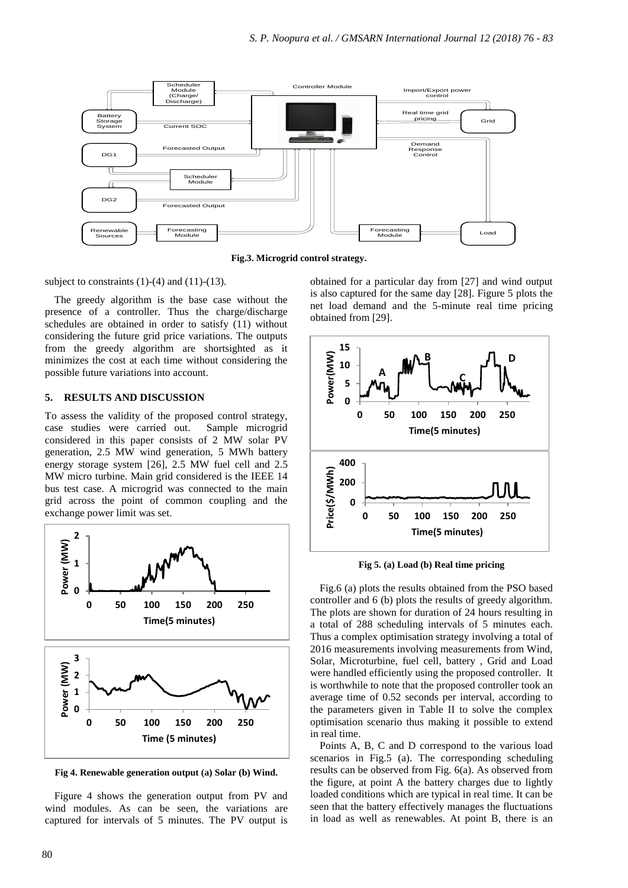**Fig.3. Microgrid control strategy.**

subject to constraints (1)-(4) and (11)-(13).

The greedy algorithm is the base case without the presence of a controller. Thus the charge/discharge schedules are obtained in order to satisfy (11) without considering the future grid price variations. The outputs from the greedy algorithm are shortsighted as it minimizes the cost at each time without considering the possible future variations into account.

## 5. RESULTS AND DISCUSSION

To assess the validity of the proposed control strategy, case studies were carried out. Sample microgrid considered in this paper consists of 2 MW solar PV generation, 2.5 MW wind generation, 5 MWh battery energy storage system [26], 2.5 MW fuel cell and 2.5 MW micro turbine. Main grid considered is the IEEE 14 bus test case. A microgrid was connected to the main grid across the point of common coupling and the exchange power limit was set.

**Fig 4. Renewable generation output (a) Solar (b) Wind.**

Figure 4 shows the generation output from PV and wind modules. As can be seen, the variations are captured for intervals of 5 minutes. The PV output is obtained for a particular day from [27] and wind output is also captured for the same day [28]. Figure 5 plots the net load demand and the 5-minute real time pricing obtained from [29].

**Fig 5. (a) Load (b) Real time pricing**

Fig.6 (a) plots the results obtained from the PSO based controller and 6 (b) plots the results of greedy algorithm. The plots are shown for duration of 24 hours resulting in a total of 288 scheduling intervals of 5 minutes each. Thus a complex optimisation strategy involving a total of 2016 measurements involving measurements from Wind, Solar, Microturbine, fuel cell, battery , Grid and Load were handled efficiently using the proposed controller. It is worthwhile to note that the proposed controller took an average time of 0.52 seconds per interval, according to the parameters given in Table II to solve the complex optimisation scenario thus making it possible to extend in real time.

Points A, B, C and D correspond to the various load scenarios in Fig.5 (a). The corresponding scheduling results can be observed from Fig. 6(a). As observed from the figure, at point A the battery charges due to lightly loaded conditions which are typical in real time. It can be seen that the battery effectively manages the fluctuations in load as well as renewables. At point B, there is an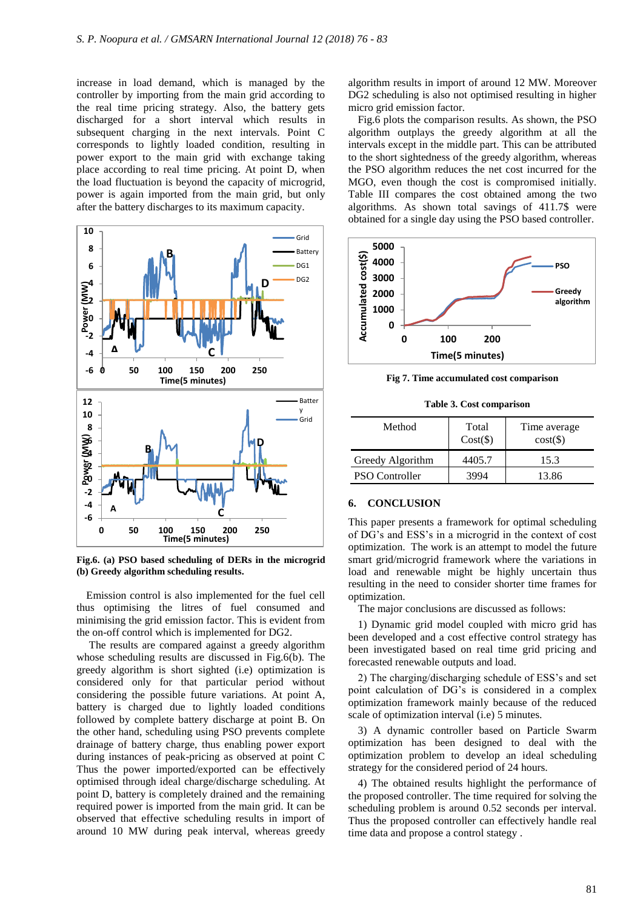increase in load demand, which is managed by the controller by importing from the main grid according to the real time pricing strategy. Also, the battery gets discharged for a short interval which results in subsequent charging in the next intervals. Point C corresponds to lightly loaded condition, resulting in power export to the main grid with exchange taking place according to real time pricing. At point D, when the load fluctuation is beyond the capacity of microgrid, power is again imported from the main grid, but only after the battery discharges to its maximum capacity.

**Fig.6. (a) PSO based scheduling of DERs in the microgrid (b) Greedy algorithm scheduling results.**

Emission control is also implemented for the fuel cell thus optimising the litres of fuel consumed and minimising the grid emission factor. This is evident from the on-off control which is implemented for DG2.

The results are compared against a greedy algorithm whose scheduling results are discussed in Fig.6(b). The greedy algorithm is short sighted (i.e) optimization is considered only for that particular period without considering the possible future variations. At point A, battery is charged due to lightly loaded conditions followed by complete battery discharge at point B. On the other hand, scheduling using PSO prevents complete drainage of battery charge, thus enabling power export during instances of peak-pricing as observed at point C Thus the power imported/exported can be effectively optimised through ideal charge/discharge scheduling. At point D, battery is completely drained and the remaining required power is imported from the main grid. It can be observed that effective scheduling results in import of around 10 MW during peak interval, whereas greedy algorithm results in import of around 12 MW. Moreover DG2 scheduling is also not optimised resulting in higher micro grid emission factor.

Fig.6 plots the comparison results. As shown, the PSO algorithm outplays the greedy algorithm at all the intervals except in the middle part. This can be attributed to the short sightedness of the greedy algorithm, whereas the PSO algorithm reduces the net cost incurred for the MGO, even though the cost is compromised initially. Table III compares the cost obtained among the two algorithms. As shown total savings of 411.7$ were obtained for a single day using the PSO based controller.

**Fig 7. Time accumulated cost comparison**

**Table 3. Cost comparison**

| Method | Total Cost($) | Time average cost($) |
|---|---|---|
| Greedy Algorithm | 4405.7 | 15.3 |
| PSO Controller | 3994 | 13.86 |

## 6. CONCLUSION

This paper presents a framework for optimal scheduling of DG's and ESS's in a microgrid in the context of cost optimization. The work is an attempt to model the future smart grid/microgrid framework where the variations in load and renewable might be highly uncertain thus resulting in the need to consider shorter time frames for optimization.

The major conclusions are discussed as follows:

1) Dynamic grid model coupled with micro grid has been developed and a cost effective control strategy has been investigated based on real time grid pricing and forecasted renewable outputs and load.

2) The charging/discharging schedule of ESS's and set point calculation of DG's is considered in a complex optimization framework mainly because of the reduced scale of optimization interval (i.e) 5 minutes.

3) A dynamic controller based on Particle Swarm optimization has been designed to deal with the optimization problem to develop an ideal scheduling strategy for the considered period of 24 hours.

4) The obtained results highlight the performance of the proposed controller. The time required for solving the scheduling problem is around 0.52 seconds per interval. Thus the proposed controller can effectively handle real time data and propose a control stategy .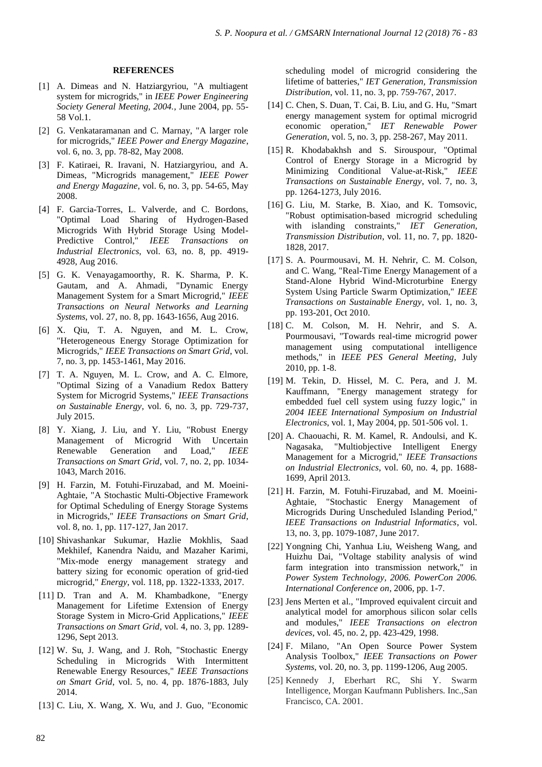## REFERENCES

[1] A. Dimeas and N. Hatziargyriou, "A multiagent system for microgrids," in *IEEE Power Engineering Society General Meeting, 2004.*, June 2004, pp. 55-58 Vol.1.

[2] G. Venkataramanan and C. Marnay, "A larger role for microgrids," *IEEE Power and Energy Magazine*, vol. 6, no. 3, pp. 78-82, May 2008.

[3] F. Katiraei, R. Iravani, N. Hatziargyriou, and A. Dimeas, "Microgrids management," *IEEE Power and Energy Magazine*, vol. 6, no. 3, pp. 54-65, May 2008.

[4] F. Garcia-Torres, L. Valverde, and C. Bordons, "Optimal Load Sharing of Hydrogen-Based Microgrids With Hybrid Storage Using Model-Predictive Control," *IEEE Transactions on Industrial Electronics*, vol. 63, no. 8, pp. 4919-4928, Aug 2016.

[5] G. K. Venayagamoorthy, R. K. Sharma, P. K. Gautam, and A. Ahmadi, "Dynamic Energy Management System for a Smart Microgrid," *IEEE Transactions on Neural Networks and Learning Systems*, vol. 27, no. 8, pp. 1643-1656, Aug 2016.

[6] X. Qiu, T. A. Nguyen, and M. L. Crow, "Heterogeneous Energy Storage Optimization for Microgrids," *IEEE Transactions on Smart Grid*, vol. 7, no. 3, pp. 1453-1461, May 2016.

[7] T. A. Nguyen, M. L. Crow, and A. C. Elmore, "Optimal Sizing of a Vanadium Redox Battery System for Microgrid Systems," *IEEE Transactions on Sustainable Energy*, vol. 6, no. 3, pp. 729-737, July 2015.

[8] Y. Xiang, J. Liu, and Y. Liu, "Robust Energy Management of Microgrid With Uncertain Renewable Generation and Load," *IEEE Transactions on Smart Grid*, vol. 7, no. 2, pp. 1034-1043, March 2016.

[9] H. Farzin, M. Fotuhi-Firuzabad, and M. Moeini-Aghtaie, "A Stochastic Multi-Objective Framework for Optimal Scheduling of Energy Storage Systems in Microgrids," *IEEE Transactions on Smart Grid*, vol. 8, no. 1, pp. 117-127, Jan 2017.

[10] Shivashankar Sukumar, Hazlie Mokhlis, Saad Mekhilef, Kanendra Naidu, and Mazaher Karimi, "Mix-mode energy management strategy and battery sizing for economic operation of grid-tied microgrid," *Energy*, vol. 118, pp. 1322-1333, 2017.

[11] D. Tran and A. M. Khambadkone, "Energy Management for Lifetime Extension of Energy Storage System in Micro-Grid Applications," *IEEE Transactions on Smart Grid*, vol. 4, no. 3, pp. 1289-1296, Sept 2013.

[12] W. Su, J. Wang, and J. Roh, "Stochastic Energy Scheduling in Microgrids With Intermittent Renewable Energy Resources," *IEEE Transactions on Smart Grid*, vol. 5, no. 4, pp. 1876-1883, July 2014.

[13] C. Liu, X. Wang, X. Wu, and J. Guo, "Economic scheduling model of microgrid considering the lifetime of batteries," *IET Generation, Transmission Distribution*, vol. 11, no. 3, pp. 759-767, 2017.

[14] C. Chen, S. Duan, T. Cai, B. Liu, and G. Hu, "Smart energy management system for optimal microgrid economic operation," *IET Renewable Power Generation*, vol. 5, no. 3, pp. 258-267, May 2011.

[15] R. Khodabakhsh and S. Sirouspour, "Optimal Control of Energy Storage in a Microgrid by Minimizing Conditional Value-at-Risk," *IEEE Transactions on Sustainable Energy*, vol. 7, no. 3, pp. 1264-1273, July 2016.

[16] G. Liu, M. Starke, B. Xiao, and K. Tomsovic, "Robust optimisation-based microgrid scheduling with islanding constraints," *IET Generation, Transmission Distribution*, vol. 11, no. 7, pp. 1820-1828, 2017.

[17] S. A. Pourmousavi, M. H. Nehrir, C. M. Colson, and C. Wang, "Real-Time Energy Management of a Stand-Alone Hybrid Wind-Microturbine Energy System Using Particle Swarm Optimization," *IEEE Transactions on Sustainable Energy*, vol. 1, no. 3, pp. 193-201, Oct 2010.

[18] C. M. Colson, M. H. Nehrir, and S. A. Pourmousavi, "Towards real-time microgrid power management using computational intelligence methods," in *IEEE PES General Meeting*, July 2010, pp. 1-8.

[19] M. Tekin, D. Hissel, M. C. Pera, and J. M. Kauffmann, "Energy management strategy for embedded fuel cell system using fuzzy logic," in *2004 IEEE International Symposium on Industrial Electronics*, vol. 1, May 2004, pp. 501-506 vol. 1.

[20] A. Chaouachi, R. M. Kamel, R. Andoulsi, and K. Nagasaka, "Multiobjective Intelligent Energy Management for a Microgrid," *IEEE Transactions on Industrial Electronics*, vol. 60, no. 4, pp. 1688-1699, April 2013.

[21] H. Farzin, M. Fotuhi-Firuzabad, and M. Moeini-Aghtaie, "Stochastic Energy Management of Microgrids During Unscheduled Islanding Period," *IEEE Transactions on Industrial Informatics*, vol. 13, no. 3, pp. 1079-1087, June 2017.

[22] Yongning Chi, Yanhua Liu, Weisheng Wang, and Huizhu Dai, "Voltage stability analysis of wind farm integration into transmission network," in *Power System Technology, 2006. PowerCon 2006. International Conference on*, 2006, pp. 1-7.

[23] Jens Merten et al., "Improved equivalent circuit and analytical model for amorphous silicon solar cells and modules," *IEEE Transactions on electron devices*, vol. 45, no. 2, pp. 423-429, 1998.

[24] F. Milano, "An Open Source Power System Analysis Toolbox," *IEEE Transactions on Power Systems*, vol. 20, no. 3, pp. 1199-1206, Aug 2005.

[25] Kennedy J, Eberhart RC, Shi Y. Swarm Intelligence, Morgan Kaufmann Publishers. Inc.,San Francisco, CA. 2001.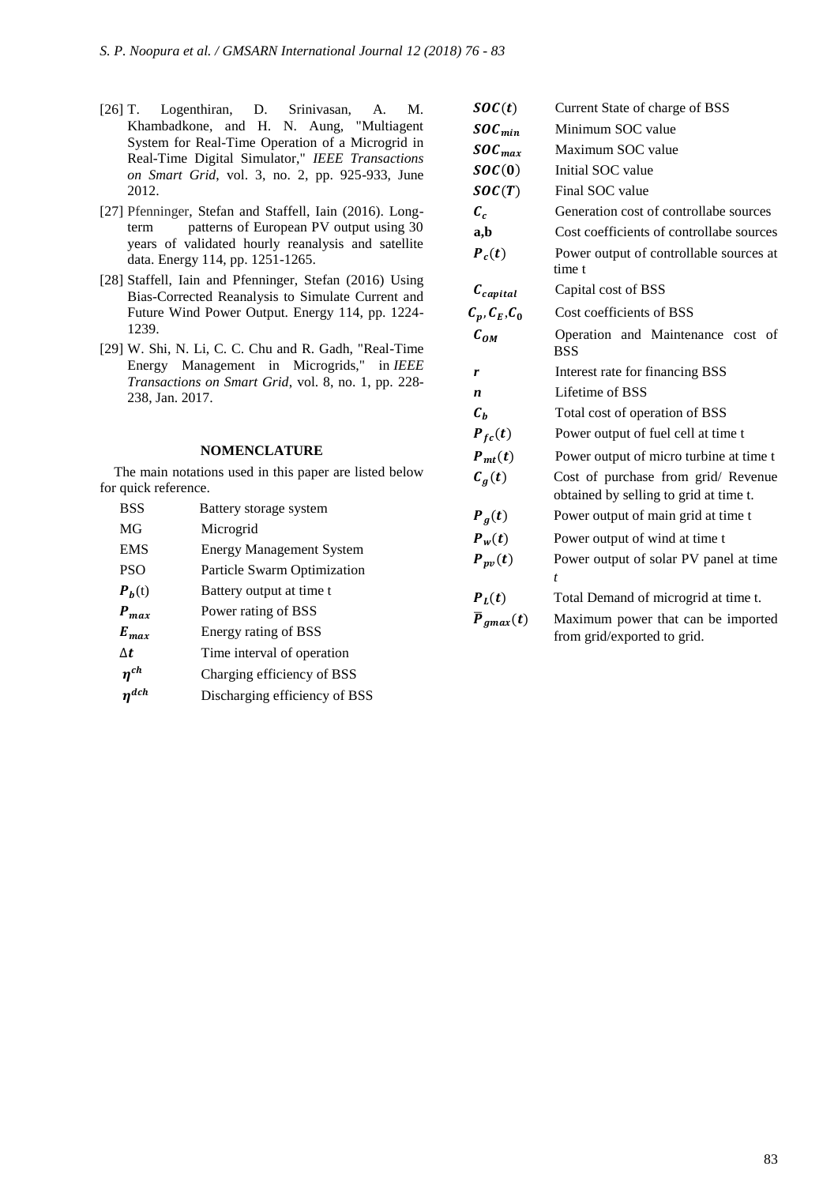[26] T. Logenthiran, D. Srinivasan, A. M. Khambadkone, and H. N. Aung, "Multiagent System for Real-Time Operation of a Microgrid in Real-Time Digital Simulator," *IEEE Transactions on Smart Grid*, vol. 3, no. 2, pp. 925-933, June 2012.

[27] Pfenninger, Stefan and Staffell, Iain (2016). Long-term patterns of European PV output using 30 years of validated hourly reanalysis and satellite data. Energy 114, pp. 1251-1265.

[28] Staffell, Iain and Pfenninger, Stefan (2016) Using Bias-Corrected Reanalysis to Simulate Current and Future Wind Power Output. Energy 114, pp. 1224-1239.

[29] W. Shi, N. Li, C. C. Chu and R. Gadh, "Real-Time Energy Management in Microgrids," in *IEEE Transactions on Smart Grid*, vol. 8, no. 1, pp. 228-238, Jan. 2017.

## NOMENCLATURE

The main notations used in this paper are listed below for quick reference.

| | |
|---|---|
| BSS | Battery storage system |
| MG | Microgrid |
| EMS | Energy Management System |
| PSO | Particle Swarm Optimization |
| $P_b(t)$ | Battery output at time t |
| $P_{max}$ | Power rating of BSS |
| $E_{max}$ | Energy rating of BSS |
| $\Delta t$ | Time interval of operation |
| $\eta^{ch}$ | Charging efficiency of BSS |
| $\eta^{dch}$ | Discharging efficiency of BSS |
| $SOC(t)$ | Current State of charge of BSS |
| $SOC_{min}$ | Minimum SOC value |
| $SOC_{max}$ | Maximum SOC value |
| $SOC(0)$ | Initial SOC value |
| $SOC(T)$ | Final SOC value |
| $C_c$ | Generation cost of controllabe sources |
| a,b | Cost coefficients of controllabe sources |
| $P_c(t)$ | Power output of controllable sources at time t |
| $C_{capital}$ | Capital cost of BSS |
| $C_p, C_E, C_0$ | Cost coefficients of BSS |
| $C_{OM}$ | Operation and Maintenance cost of BSS |
| $r$ | Interest rate for financing BSS |
| $n$ | Lifetime of BSS |
| $C_b$ | Total cost of operation of BSS |
| $P_{fc}(t)$ | Power output of fuel cell at time t |
| $P_{mt}(t)$ | Power output of micro turbine at time t |
| $C_g(t)$ | Cost of purchase from grid/ Revenue obtained by selling to grid at time t. |
| $P_g(t)$ | Power output of main grid at time t |
| $P_w(t)$ | Power output of wind at time t |
| $P_{pv}(t)$ | Power output of solar PV panel at time *t* |
| $P_L(t)$ | Total Demand of microgrid at time t. |
| $\overline{P}_{gmax}(t)$ | Maximum power that can be imported from grid/exported to grid. |